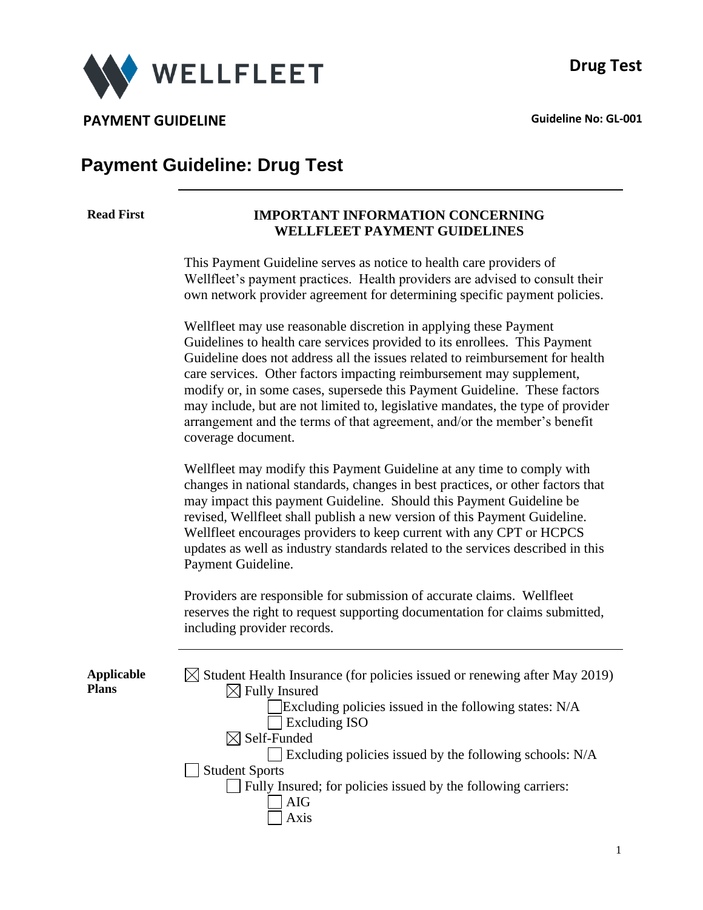WELLFLEET

**Drug Test**

**PAYMENT GUIDELINE**

**Guideline No: GL-001**

# Payment Guideline: Drug Test

**Read First**

**IMPORTANT INFORMATION CONCERNING WELLFLEET PAYMENT GUIDELINES**

This Payment Guideline serves as notice to health care providers of Wellfleet's payment practices. Health providers are advised to consult their own network provider agreement for determining specific payment policies.

Wellfleet may use reasonable discretion in applying these Payment Guidelines to health care services provided to its enrollees. This Payment Guideline does not address all the issues related to reimbursement for health care services. Other factors impacting reimbursement may supplement, modify or, in some cases, supersede this Payment Guideline. These factors may include, but are not limited to, legislative mandates, the type of provider arrangement and the terms of that agreement, and/or the member's benefit coverage document.

Wellfleet may modify this Payment Guideline at any time to comply with changes in national standards, changes in best practices, or other factors that may impact this payment Guideline. Should this Payment Guideline be revised, Wellfleet shall publish a new version of this Payment Guideline. Wellfleet encourages providers to keep current with any CPT or HCPCS updates as well as industry standards related to the services described in this Payment Guideline.

Providers are responsible for submission of accurate claims. Wellfleet reserves the right to request supporting documentation for claims submitted, including provider records.

**Applicable Plans**

- ☒ Student Health Insurance (for policies issued or renewing after May 2019)
  - ☒ Fully Insured
    - ☐ Excluding policies issued in the following states: N/A
    - ☐ Excluding ISO
  - ☒ Self-Funded
    - ☐ Excluding policies issued by the following schools: N/A
- ☐ Student Sports
  - ☐ Fully Insured; for policies issued by the following carriers:
    - ☐ AIG
    - ☐ Axis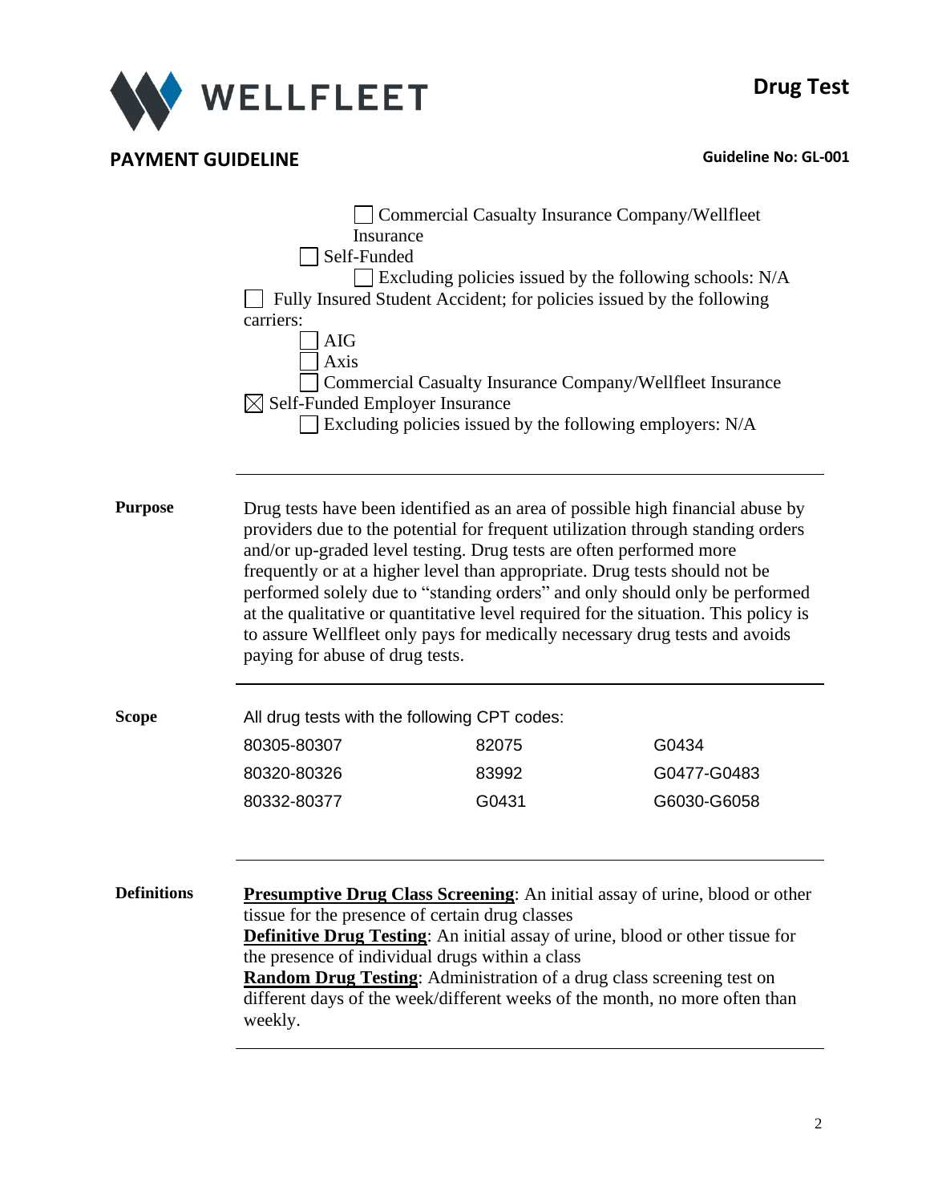☐ Commercial Casualty Insurance Company/Wellfleet Insurance
☐ Self-Funded
☐ Excluding policies issued by the following schools: N/A

☐ Fully Insured Student Accident; for policies issued by the following carriers:
☐ AIG
☐ Axis
☐ Commercial Casualty Insurance Company/Wellfleet Insurance

☒ Self-Funded Employer Insurance
☐ Excluding policies issued by the following employers: N/A

---

**Purpose**

Drug tests have been identified as an area of possible high financial abuse by providers due to the potential for frequent utilization through standing orders and/or up-graded level testing. Drug tests are often performed more frequently or at a higher level than appropriate. Drug tests should not be performed solely due to "standing orders" and only should only be performed at the qualitative or quantitative level required for the situation. This policy is to assure Wellfleet only pays for medically necessary drug tests and avoids paying for abuse of drug tests.

---

**Scope**

All drug tests with the following CPT codes:

| | | |
|---|---|---|
| 80305-80307 | 82075 | G0434 |
| 80320-80326 | 83992 | G0477-G0483 |
| 80332-80377 | G0431 | G6030-G6058 |

---

**Definitions**

**<u>Presumptive Drug Class Screening</u>**: An initial assay of urine, blood or other tissue for the presence of certain drug classes

**<u>Definitive Drug Testing</u>**: An initial assay of urine, blood or other tissue for the presence of individual drugs within a class

**<u>Random Drug Testing</u>**: Administration of a drug class screening test on different days of the week/different weeks of the month, no more often than weekly.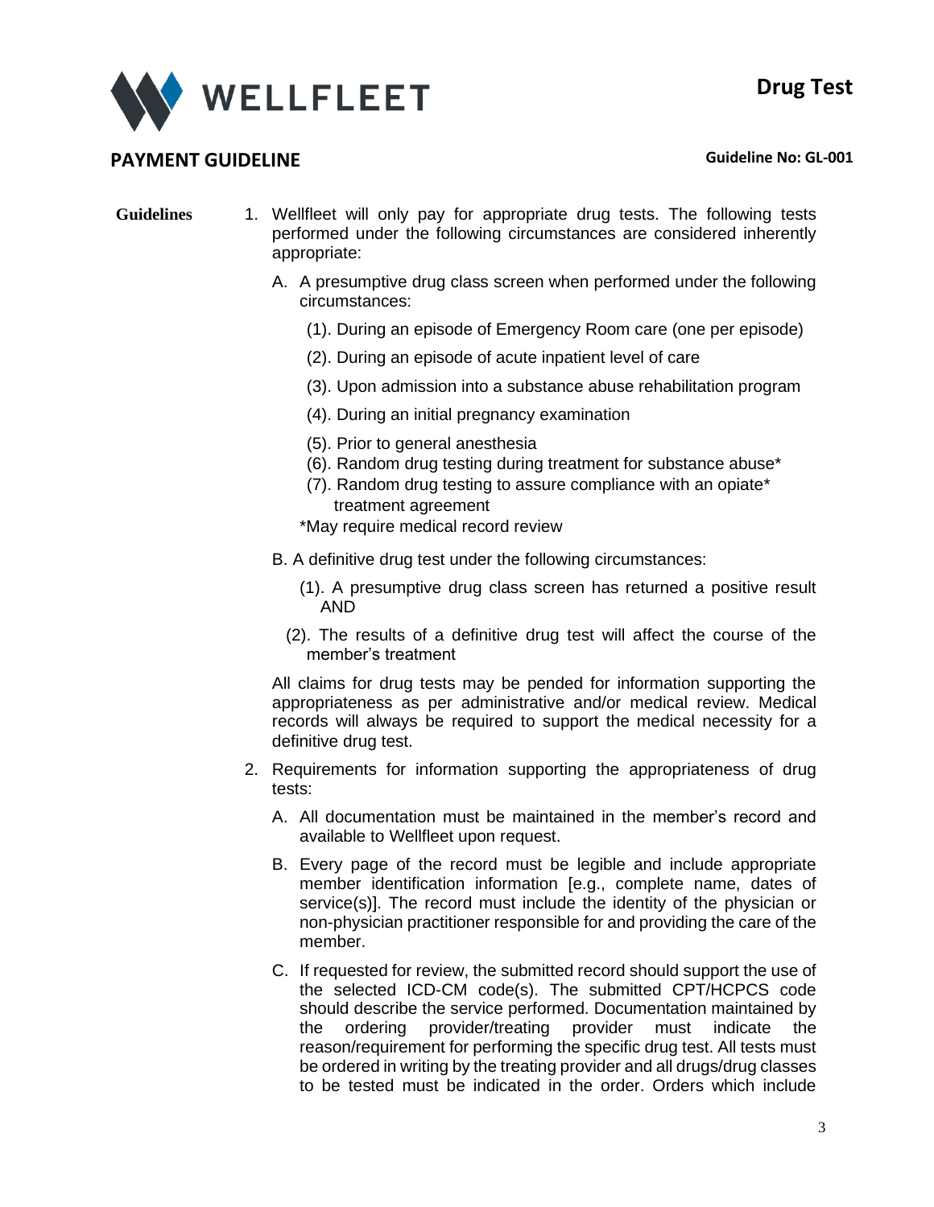**Guidelines**

1. Wellfleet will only pay for appropriate drug tests. The following tests performed under the following circumstances are considered inherently appropriate:

   A. A presumptive drug class screen when performed under the following circumstances:

      (1). During an episode of Emergency Room care (one per episode)

      (2). During an episode of acute inpatient level of care

      (3). Upon admission into a substance abuse rehabilitation program

      (4). During an initial pregnancy examination

      (5). Prior to general anesthesia

      (6). Random drug testing during treatment for substance abuse*

      (7). Random drug testing to assure compliance with an opiate* treatment agreement

      *May require medical record review

   B. A definitive drug test under the following circumstances:

      (1). A presumptive drug class screen has returned a positive result AND

      (2). The results of a definitive drug test will affect the course of the member's treatment

   All claims for drug tests may be pended for information supporting the appropriateness as per administrative and/or medical review. Medical records will always be required to support the medical necessity for a definitive drug test.

2. Requirements for information supporting the appropriateness of drug tests:

   A. All documentation must be maintained in the member's record and available to Wellfleet upon request.

   B. Every page of the record must be legible and include appropriate member identification information [e.g., complete name, dates of service(s)]. The record must include the identity of the physician or non-physician practitioner responsible for and providing the care of the member.

   C. If requested for review, the submitted record should support the use of the selected ICD-CM code(s). The submitted CPT/HCPCS code should describe the service performed. Documentation maintained by the ordering provider/treating provider must indicate the reason/requirement for performing the specific drug test. All tests must be ordered in writing by the treating provider and all drugs/drug classes to be tested must be indicated in the order. Orders which include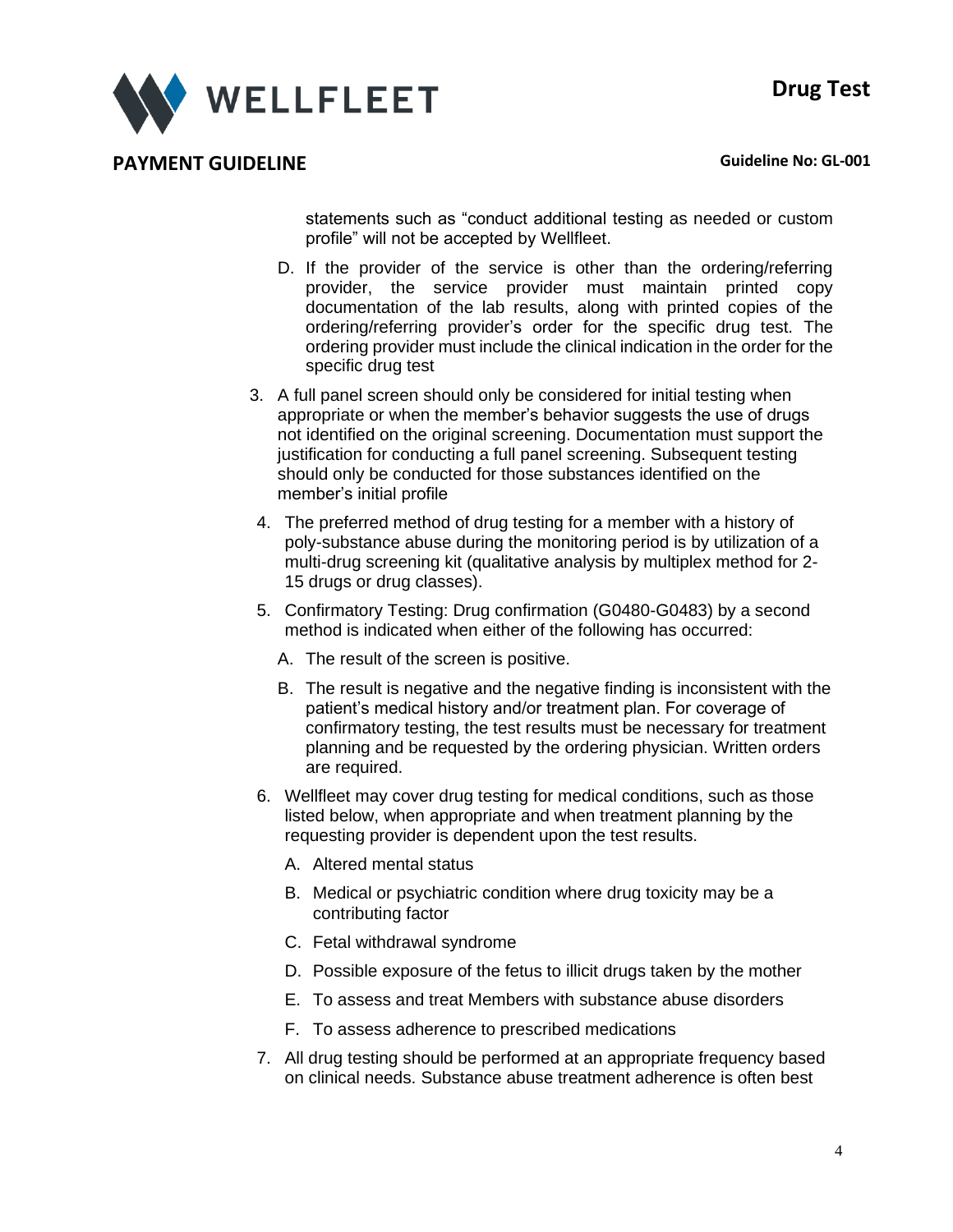statements such as "conduct additional testing as needed or custom profile" will not be accepted by Wellfleet.

D. If the provider of the service is other than the ordering/referring provider, the service provider must maintain printed copy documentation of the lab results, along with printed copies of the ordering/referring provider's order for the specific drug test. The ordering provider must include the clinical indication in the order for the specific drug test

3. A full panel screen should only be considered for initial testing when appropriate or when the member's behavior suggests the use of drugs not identified on the original screening. Documentation must support the justification for conducting a full panel screening. Subsequent testing should only be conducted for those substances identified on the member's initial profile

4. The preferred method of drug testing for a member with a history of poly-substance abuse during the monitoring period is by utilization of a multi-drug screening kit (qualitative analysis by multiplex method for 2-15 drugs or drug classes).

5. Confirmatory Testing: Drug confirmation (G0480-G0483) by a second method is indicated when either of the following has occurred:

   A. The result of the screen is positive.

   B. The result is negative and the negative finding is inconsistent with the patient's medical history and/or treatment plan. For coverage of confirmatory testing, the test results must be necessary for treatment planning and be requested by the ordering physician. Written orders are required.

6. Wellfleet may cover drug testing for medical conditions, such as those listed below, when appropriate and when treatment planning by the requesting provider is dependent upon the test results.

   A. Altered mental status

   B. Medical or psychiatric condition where drug toxicity may be a contributing factor

   C. Fetal withdrawal syndrome

   D. Possible exposure of the fetus to illicit drugs taken by the mother

   E. To assess and treat Members with substance abuse disorders

   F. To assess adherence to prescribed medications

7. All drug testing should be performed at an appropriate frequency based on clinical needs. Substance abuse treatment adherence is often best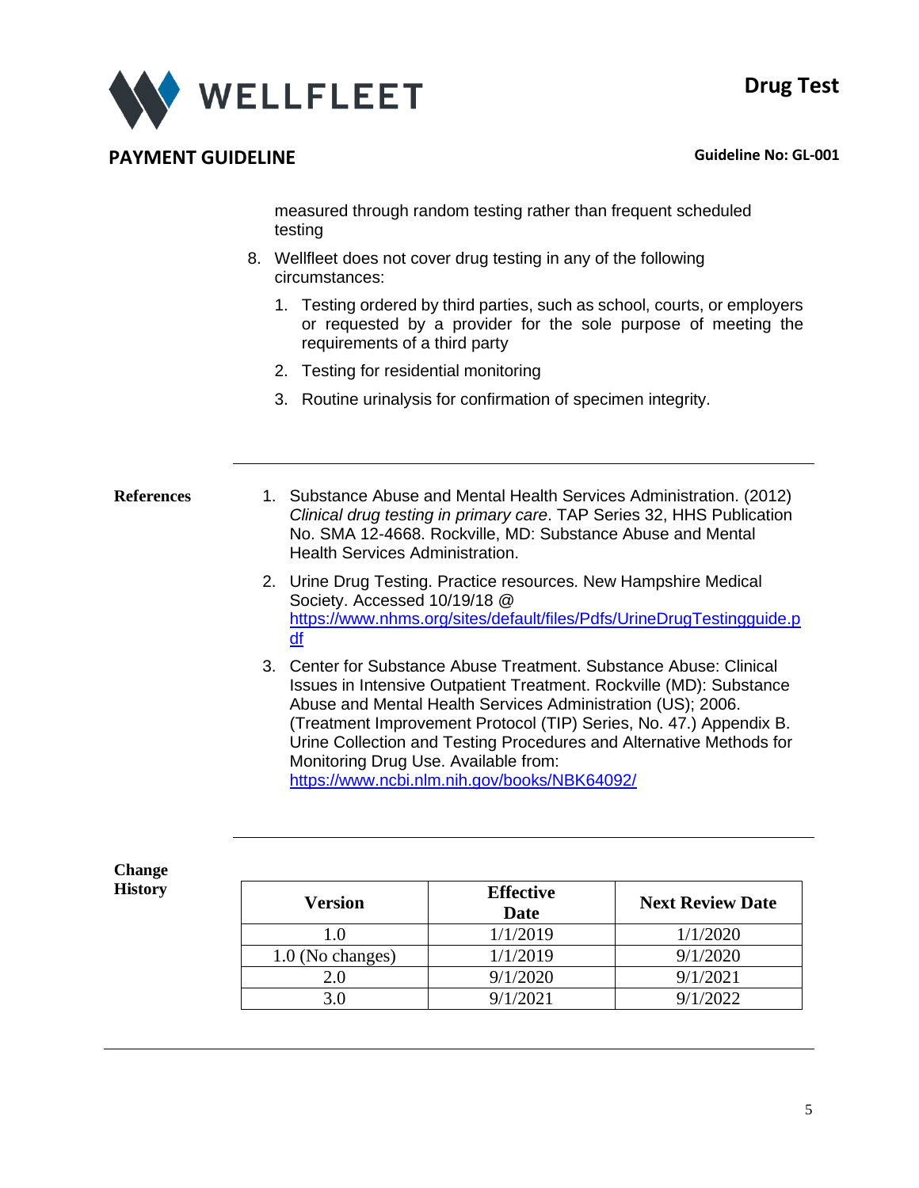measured through random testing rather than frequent scheduled testing

8. Wellfleet does not cover drug testing in any of the following circumstances:
   1. Testing ordered by third parties, such as school, courts, or employers or requested by a provider for the sole purpose of meeting the requirements of a third party
   2. Testing for residential monitoring
   3. Routine urinalysis for confirmation of specimen integrity.

---

**References**

1. Substance Abuse and Mental Health Services Administration. (2012) *Clinical drug testing in primary care*. TAP Series 32, HHS Publication No. SMA 12-4668. Rockville, MD: Substance Abuse and Mental Health Services Administration.
2. Urine Drug Testing. Practice resources. New Hampshire Medical Society. Accessed 10/19/18 @ https://www.nhms.org/sites/default/files/Pdfs/UrineDrugTestingguide.pdf
3. Center for Substance Abuse Treatment. Substance Abuse: Clinical Issues in Intensive Outpatient Treatment. Rockville (MD): Substance Abuse and Mental Health Services Administration (US); 2006. (Treatment Improvement Protocol (TIP) Series, No. 47.) Appendix B. Urine Collection and Testing Procedures and Alternative Methods for Monitoring Drug Use. Available from: https://www.ncbi.nlm.nih.gov/books/NBK64092/

---

**Change History**

| Version | Effective Date | Next Review Date |
|---|---|---|
| 1.0 | 1/1/2019 | 1/1/2020 |
| 1.0 (No changes) | 1/1/2019 | 9/1/2020 |
| 2.0 | 9/1/2020 | 9/1/2021 |
| 3.0 | 9/1/2021 | 9/1/2022 |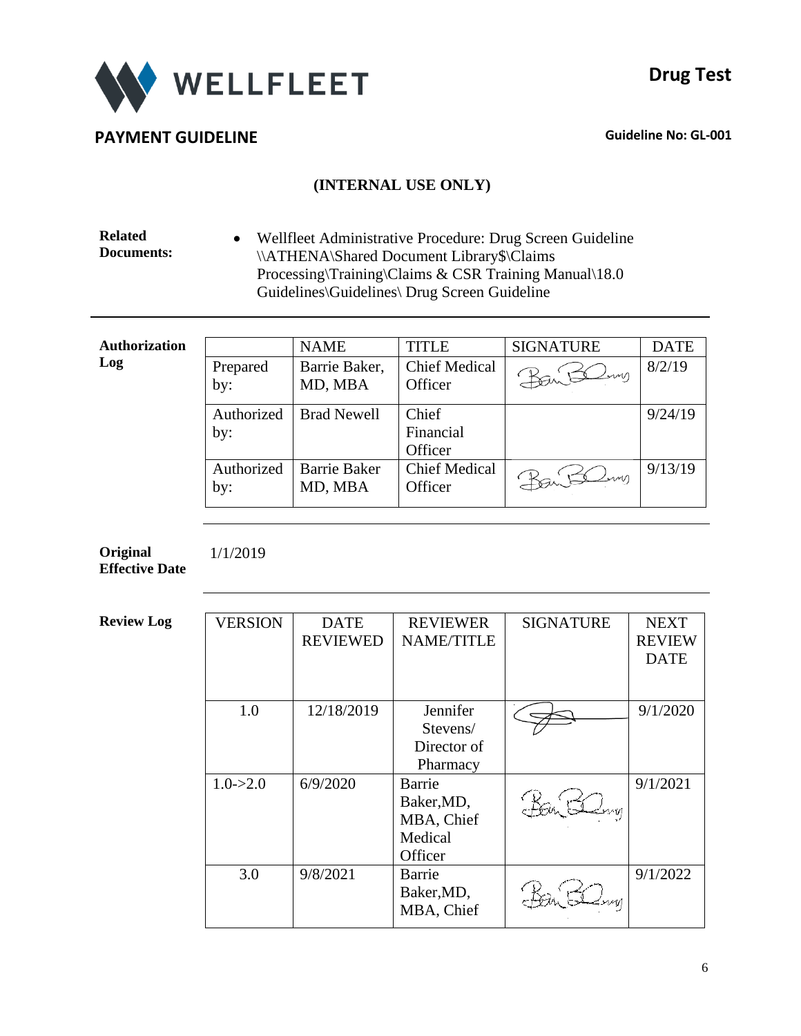# WELLFLEET

**Drug Test**

## PAYMENT GUIDELINE

**Guideline No: GL-001**

**(INTERNAL USE ONLY)**

**Related Documents:**

- Wellfleet Administrative Procedure: Drug Screen Guideline \\ATHENA\Shared Document Library$\Claims Processing\Training\Claims & CSR Training Manual\18.0 Guidelines\Guidelines\ Drug Screen Guideline

**Authorization Log**

| | NAME | TITLE | SIGNATURE | DATE |
|---|---|---|---|---|
| Prepared by: | Barrie Baker, MD, MBA | Chief Medical Officer | (signature) | 8/2/19 |
| Authorized by: | Brad Newell | Chief Financial Officer | | 9/24/19 |
| Authorized by: | Barrie Baker MD, MBA | Chief Medical Officer | (signature) | 9/13/19 |

**Original Effective Date** 1/1/2019

**Review Log**

| VERSION | DATE REVIEWED | REVIEWER NAME/TITLE | SIGNATURE | NEXT REVIEW DATE |
|---|---|---|---|---|
| 1.0 | 12/18/2019 | Jennifer Stevens/ Director of Pharmacy | (signature) | 9/1/2020 |
| 1.0->2.0 | 6/9/2020 | Barrie Baker,MD, MBA, Chief Medical Officer | (signature) | 9/1/2021 |
| 3.0 | 9/8/2021 | Barrie Baker,MD, MBA, Chief | (signature) | 9/1/2022 |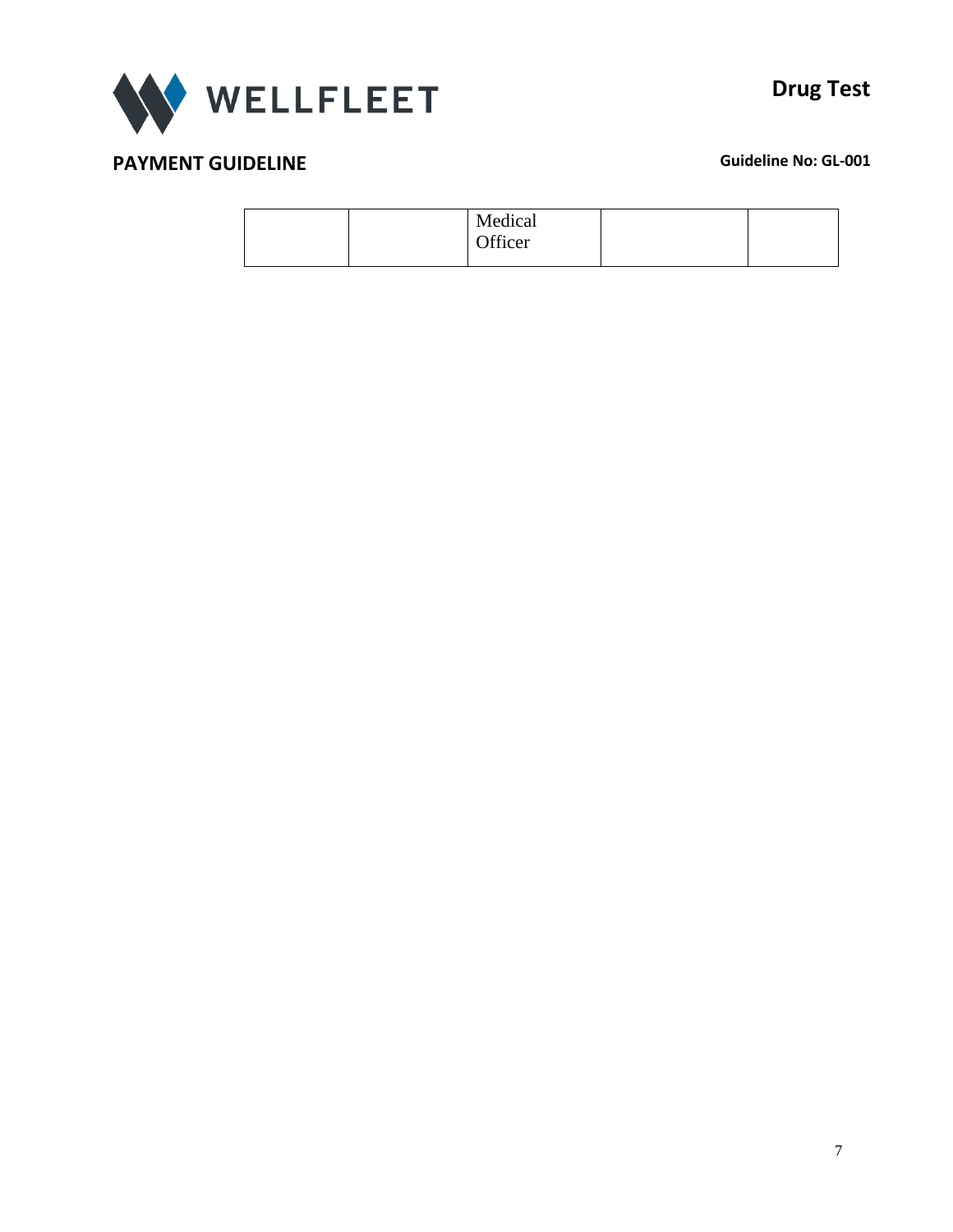| | | | | |
|---|---|---|---|---|
| | | Medical Officer | | |